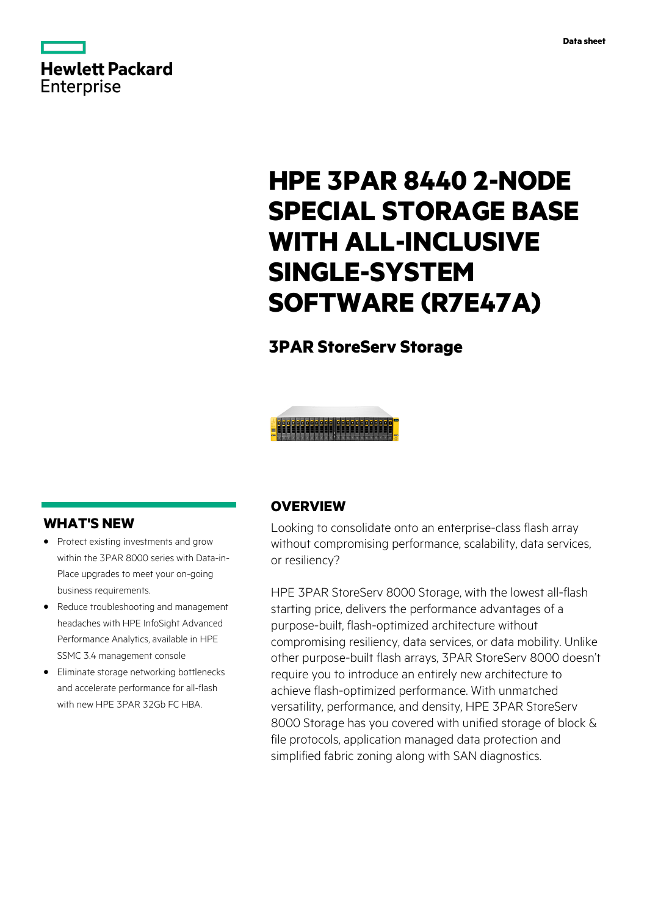Data sheet

# HPE 3PAR 8440 2-NODE SPECIAL STORAGE BASE WITH ALL-INCLUSIVE SINGLE-SYSTEM SOFTWARE (R7E47A)

## 3PAR StoreServ Storage

## OVERVIEW

Looking to consolidate onto an enterprise-class flash array without compromising performance, scalability, data services, or resiliency?

HPE 3PAR StoreServ 8000 Storage, with the lowest all-flash starting price, delivers the performance advantages of a purpose-built, flash-optimized architecture without compromising resiliency, data services, or data mobility. Unlike other purpose-built flash arrays, 3PAR StoreServ 8000 doesn't require you to introduce an entirely new architecture to achieve flash-optimized performance. With unmatched versatility, performance, and density, HPE 3PAR StoreServ 8000 Storage has you covered with unified storage of block & file protocols, application managed data protection and simplified fabric zoning along with SAN diagnostics.

## WHAT'S NEW

- Protect existing investments and grow within the 3PAR 8000 series with Data-in-Place upgrades to meet your on-going business requirements.
- Reduce troubleshooting and management headaches with HPE InfoSight Advanced Performance Analytics, available in HPE SSMC 3.4 management console
- Eliminate storage networking bottlenecks and accelerate performance for all-flash with new HPE 3PAR 32Gb FC HBA.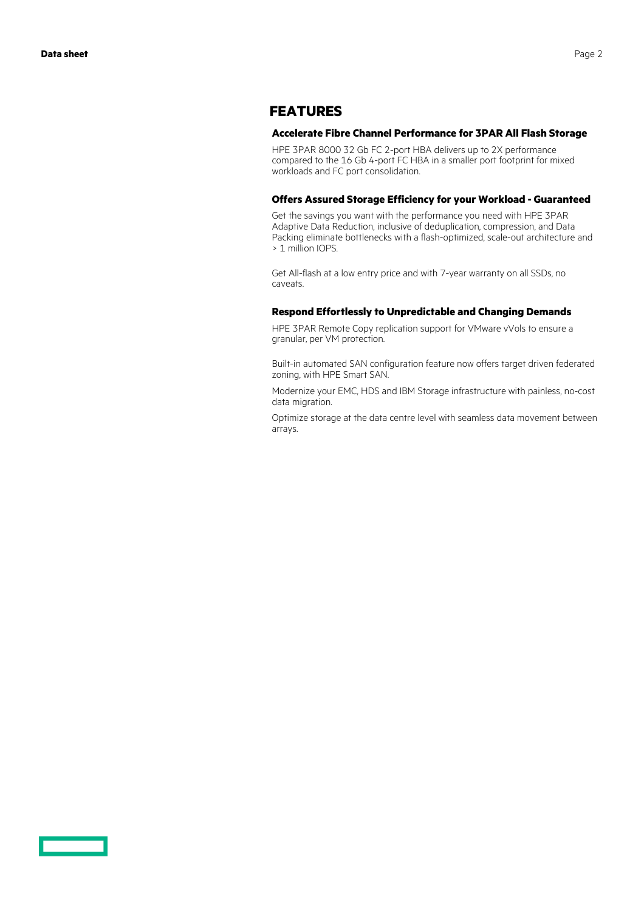## FEATURES

### Accelerate Fibre Channel Performance for 3PAR All Flash Storage

HPE 3PAR 8000 32 Gb FC 2-port HBA delivers up to 2X performance compared to the 16 Gb 4-port FC HBA in a smaller port footprint for mixed workloads and FC port consolidation.

### Offers Assured Storage Efficiency for your Workload - Guaranteed

Get the savings you want with the performance you need with HPE 3PAR Adaptive Data Reduction, inclusive of deduplication, compression, and Data Packing eliminate bottlenecks with a flash-optimized, scale-out architecture and > 1 million IOPS.

Get All-flash at a low entry price and with 7-year warranty on all SSDs, no caveats.

### Respond Effortlessly to Unpredictable and Changing Demands

HPE 3PAR Remote Copy replication support for VMware vVols to ensure a granular, per VM protection.

Built-in automated SAN configuration feature now offers target driven federated zoning, with HPE Smart SAN.

Modernize your EMC, HDS and IBM Storage infrastructure with painless, no-cost data migration.

Optimize storage at the data centre level with seamless data movement between arrays.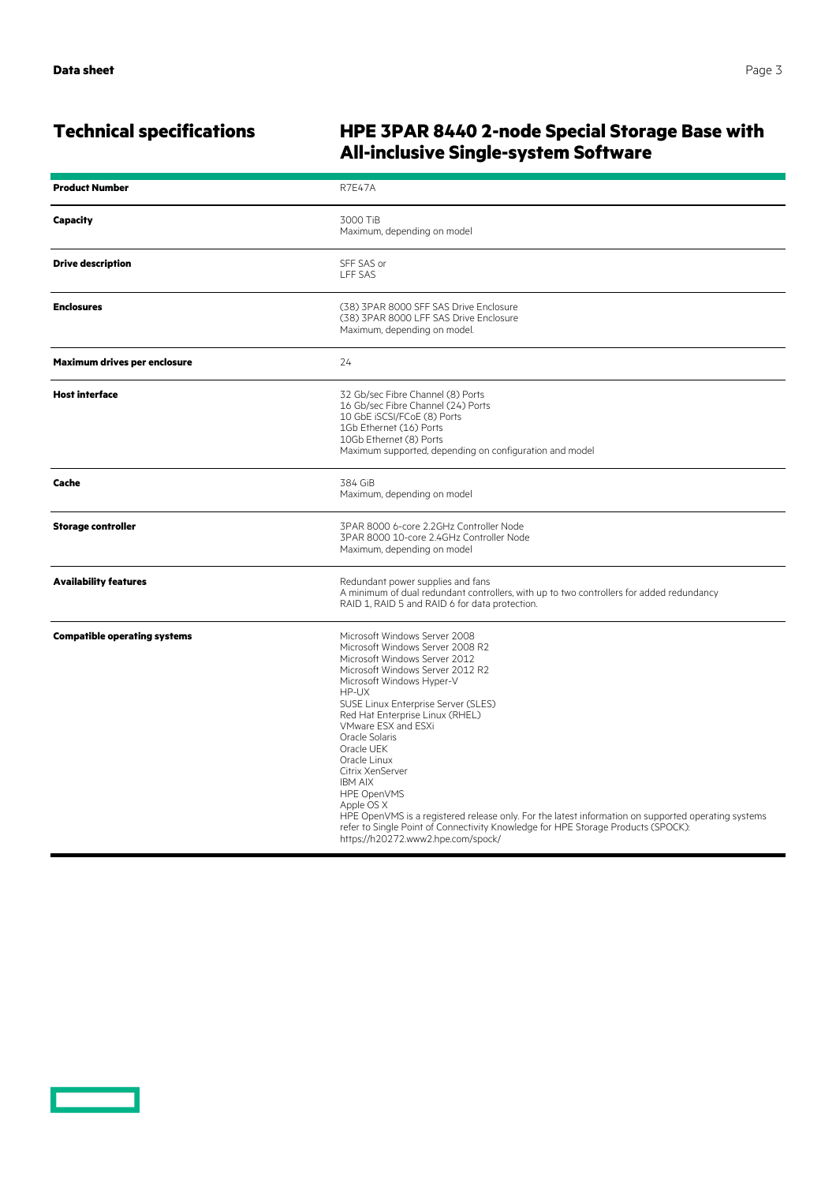## Technical specifications

## HPE 3PAR 8440 2-node Special Storage Base with All-inclusive Single-system Software

| | |
|---|---|
| **Product Number** | R7E47A |
| **Capacity** | 3000 TiB<br>Maximum, depending on model |
| **Drive description** | SFF SAS or<br>LFF SAS |
| **Enclosures** | (38) 3PAR 8000 SFF SAS Drive Enclosure<br>(38) 3PAR 8000 LFF SAS Drive Enclosure<br>Maximum, depending on model. |
| **Maximum drives per enclosure** | 24 |
| **Host interface** | 32 Gb/sec Fibre Channel (8) Ports<br>16 Gb/sec Fibre Channel (24) Ports<br>10 GbE iSCSI/FCoE (8) Ports<br>1Gb Ethernet (16) Ports<br>10Gb Ethernet (8) Ports<br>Maximum supported, depending on configuration and model |
| **Cache** | 384 GiB<br>Maximum, depending on model |
| **Storage controller** | 3PAR 8000 6-core 2.2GHz Controller Node<br>3PAR 8000 10-core 2.4GHz Controller Node<br>Maximum, depending on model |
| **Availability features** | Redundant power supplies and fans<br>A minimum of dual redundant controllers, with up to two controllers for added redundancy<br>RAID 1, RAID 5 and RAID 6 for data protection. |
| **Compatible operating systems** | Microsoft Windows Server 2008<br>Microsoft Windows Server 2008 R2<br>Microsoft Windows Server 2012<br>Microsoft Windows Server 2012 R2<br>Microsoft Windows Hyper-V<br>HP-UX<br>SUSE Linux Enterprise Server (SLES)<br>Red Hat Enterprise Linux (RHEL)<br>VMware ESX and ESXi<br>Oracle Solaris<br>Oracle UEK<br>Oracle Linux<br>Citrix XenServer<br>IBM AIX<br>HPE OpenVMS<br>Apple OS X<br>HPE OpenVMS is a registered release only. For the latest information on supported operating systems refer to Single Point of Connectivity Knowledge for HPE Storage Products (SPOCK): https://h20272.www2.hpe.com/spock/ |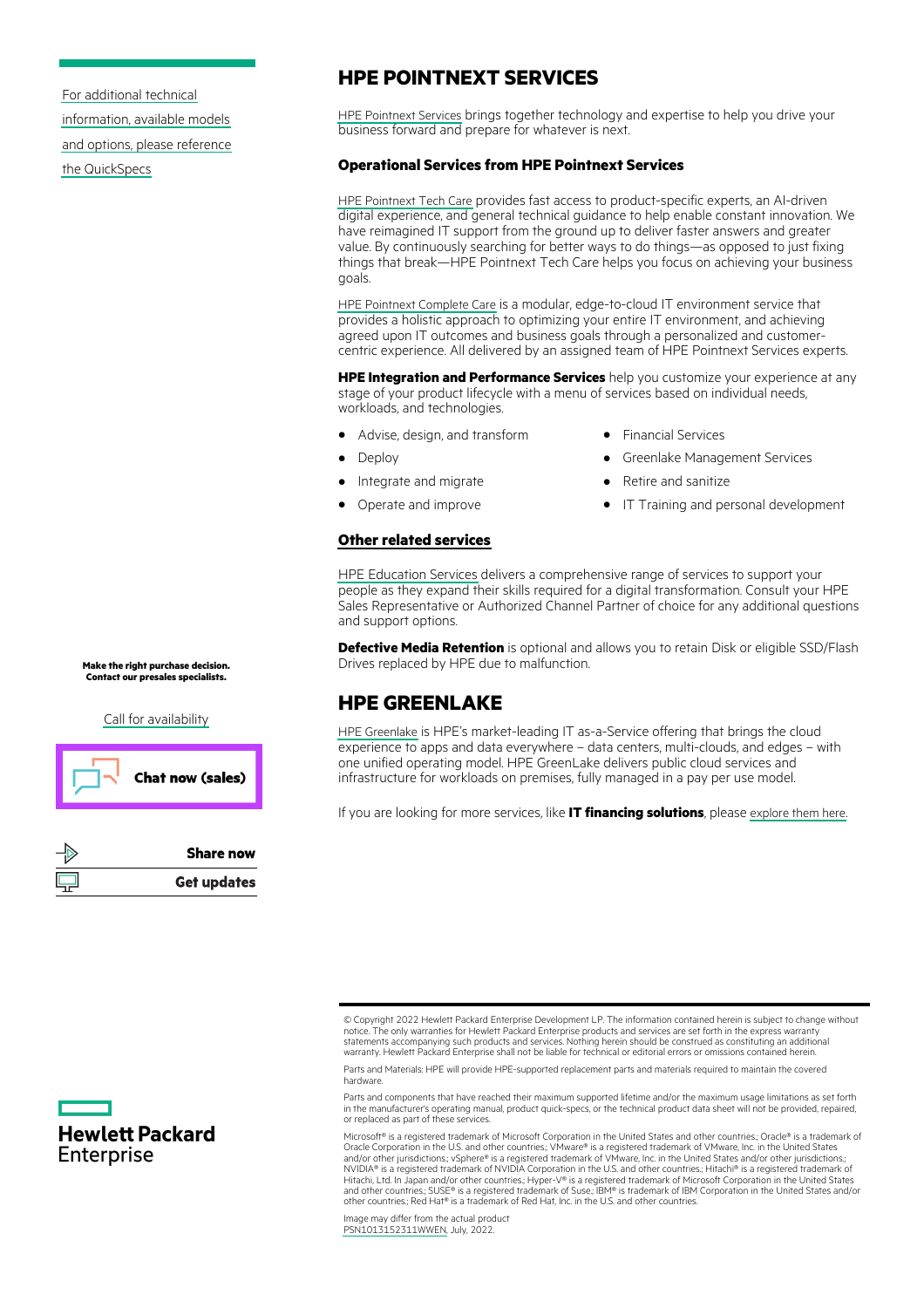For additional technical information, available models and options, please reference the QuickSpecs

## HPE POINTNEXT SERVICES

HPE Pointnext Services brings together technology and expertise to help you drive your business forward and prepare for whatever is next.

### Operational Services from HPE Pointnext Services

HPE Pointnext Tech Care provides fast access to product-specific experts, an AI-driven digital experience, and general technical guidance to help enable constant innovation. We have reimagined IT support from the ground up to deliver faster answers and greater value. By continuously searching for better ways to do things—as opposed to just fixing things that break—HPE Pointnext Tech Care helps you focus on achieving your business goals.

HPE Pointnext Complete Care is a modular, edge-to-cloud IT environment service that provides a holistic approach to optimizing your entire IT environment, and achieving agreed upon IT outcomes and business goals through a personalized and customer-centric experience. All delivered by an assigned team of HPE Pointnext Services experts.

**HPE Integration and Performance Services** help you customize your experience at any stage of your product lifecycle with a menu of services based on individual needs, workloads, and technologies.

- Advise, design, and transform
- Deploy
- Integrate and migrate
- Operate and improve
- Financial Services
- Greenlake Management Services
- Retire and sanitize
- IT Training and personal development

### Other related services

HPE Education Services delivers a comprehensive range of services to support your people as they expand their skills required for a digital transformation. Consult your HPE Sales Representative or Authorized Channel Partner of choice for any additional questions and support options.

**Defective Media Retention** is optional and allows you to retain Disk or eligible SSD/Flash Drives replaced by HPE due to malfunction.

## HPE GREENLAKE

HPE Greenlake is HPE's market-leading IT as-a-Service offering that brings the cloud experience to apps and data everywhere – data centers, multi-clouds, and edges – with one unified operating model. HPE GreenLake delivers public cloud services and infrastructure for workloads on premises, fully managed in a pay per use model.

If you are looking for more services, like **IT financing solutions**, please explore them here.

**Make the right purchase decision. Contact our presales specialists.**

Call for availability

Chat now (sales)

Share now

Get updates

© Copyright 2022 Hewlett Packard Enterprise Development LP. The information contained herein is subject to change without notice. The only warranties for Hewlett Packard Enterprise products and services are set forth in the express warranty statements accompanying such products and services. Nothing herein should be construed as constituting an additional warranty. Hewlett Packard Enterprise shall not be liable for technical or editorial errors or omissions contained herein.

Parts and Materials: HPE will provide HPE-supported replacement parts and materials required to maintain the covered hardware.

Parts and components that have reached their maximum supported lifetime and/or the maximum usage limitations as set forth in the manufacturer's operating manual, product quick-specs, or the technical product data sheet will not be provided, repaired, or replaced as part of these services.

Microsoft® is a registered trademark of Microsoft Corporation in the United States and other countries.; Oracle® is a trademark of Oracle Corporation in the U.S. and other countries.; VMware® is a registered trademark of VMware, Inc. in the United States and/or other jurisdictions.; vSphere® is a registered trademark of VMware, Inc. in the United States and/or other jurisdictions.; NVIDIA® is a registered trademark of NVIDIA Corporation in the U.S. and other countries.; Hitachi® is a registered trademark of Hitachi, Ltd. In Japan and/or other countries.; Hyper-V® is a registered trademark of Microsoft Corporation in the United States and other countries.; SUSE® is a registered trademark of Suse.; IBM® is trademark of IBM Corporation in the United States and/or other countries.; Red Hat® is a trademark of Red Hat, Inc. in the U.S. and other countries.

Image may differ from the actual product
PSN1013152311WWEN, July, 2022.

Hewlett Packard Enterprise